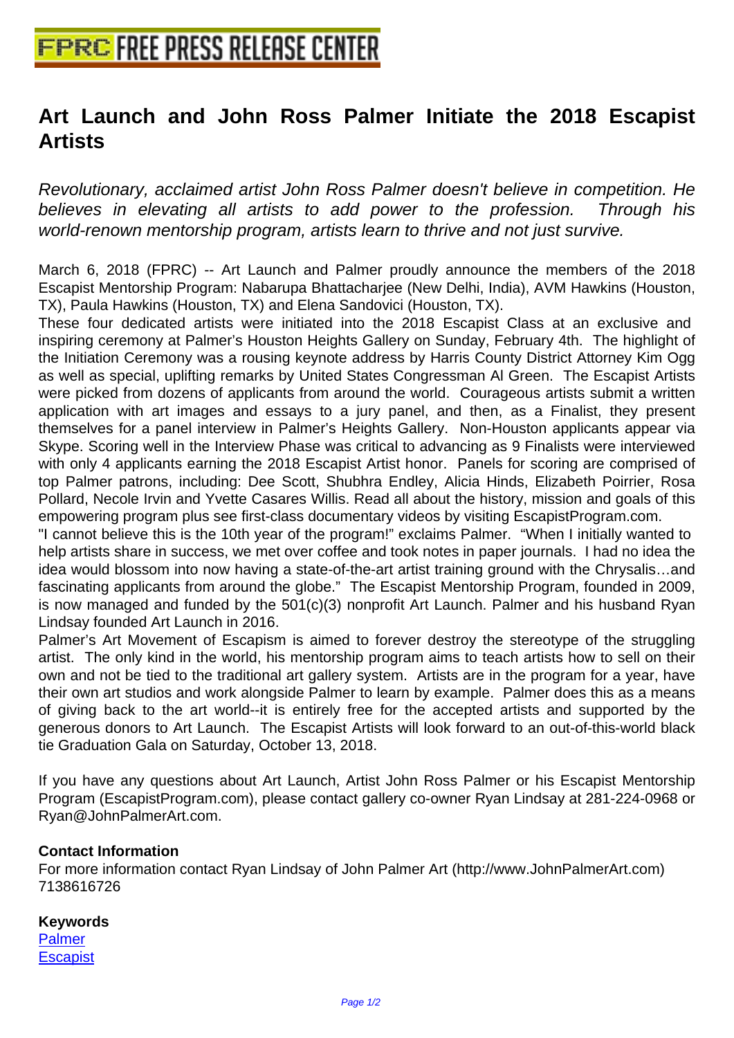# Art Launch and John Ross Palmer Initiate the 2018 Escapist Artists

*Revolutionary, acclaimed artist John Ross Palmer doesn't believe in competition. He believes in elevating all artists to add power to the profession. Through his world-renown mentorship program, artists learn to thrive and not just survive.*

March 6, 2018 (FPRC) -- Art Launch and Palmer proudly announce the members of the 2018 Escapist Mentorship Program: Nabarupa Bhattacharjee (New Delhi, India), AVM Hawkins (Houston, TX), Paula Hawkins (Houston, TX) and Elena Sandovici (Houston, TX).

These four dedicated artists were initiated into the 2018 Escapist Class at an exclusive and inspiring ceremony at Palmer's Houston Heights Gallery on Sunday, February 4th. The highlight of the Initiation Ceremony was a rousing keynote address by Harris County District Attorney Kim Ogg as well as special, uplifting remarks by United States Congressman Al Green. The Escapist Artists were picked from dozens of applicants from around the world. Courageous artists submit a written application with art images and essays to a jury panel, and then, as a Finalist, they present themselves for a panel interview in Palmer's Heights Gallery. Non-Houston applicants appear via Skype. Scoring well in the Interview Phase was critical to advancing as 9 Finalists were interviewed with only 4 applicants earning the 2018 Escapist Artist honor. Panels for scoring are comprised of top Palmer patrons, including: Dee Scott, Shubhra Endley, Alicia Hinds, Elizabeth Poirrier, Rosa Pollard, Necole Irvin and Yvette Casares Willis. Read all about the history, mission and goals of this empowering program plus see first-class documentary videos by visiting EscapistProgram.com.

"I cannot believe this is the 10th year of the program!" exclaims Palmer. "When I initially wanted to help artists share in success, we met over coffee and took notes in paper journals. I had no idea the idea would blossom into now having a state-of-the-art artist training ground with the Chrysalis…and fascinating applicants from around the globe." The Escapist Mentorship Program, founded in 2009, is now managed and funded by the 501(c)(3) nonprofit Art Launch. Palmer and his husband Ryan Lindsay founded Art Launch in 2016.

Palmer's Art Movement of Escapism is aimed to forever destroy the stereotype of the struggling artist. The only kind in the world, his mentorship program aims to teach artists how to sell on their own and not be tied to the traditional art gallery system. Artists are in the program for a year, have their own art studios and work alongside Palmer to learn by example. Palmer does this as a means of giving back to the art world--it is entirely free for the accepted artists and supported by the generous donors to Art Launch. The Escapist Artists will look forward to an out-of-this-world black tie Graduation Gala on Saturday, October 13, 2018.

If you have any questions about Art Launch, Artist John Ross Palmer or his Escapist Mentorship Program (EscapistProgram.com), please contact gallery co-owner Ryan Lindsay at 281-224-0968 or Ryan@JohnPalmerArt.com.

**Contact Information**

For more information contact Ryan Lindsay of John Palmer Art (http://www.JohnPalmerArt.com)
7138616726

**Keywords**

Palmer
Escapist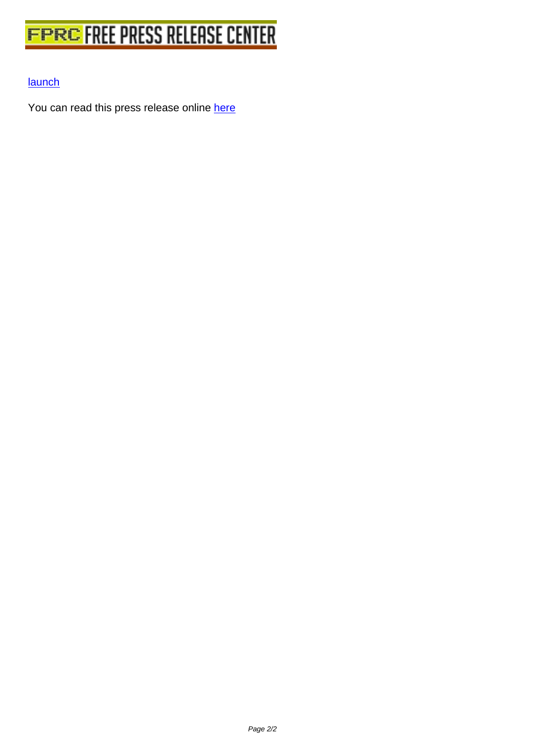launch

You can read this press release online here